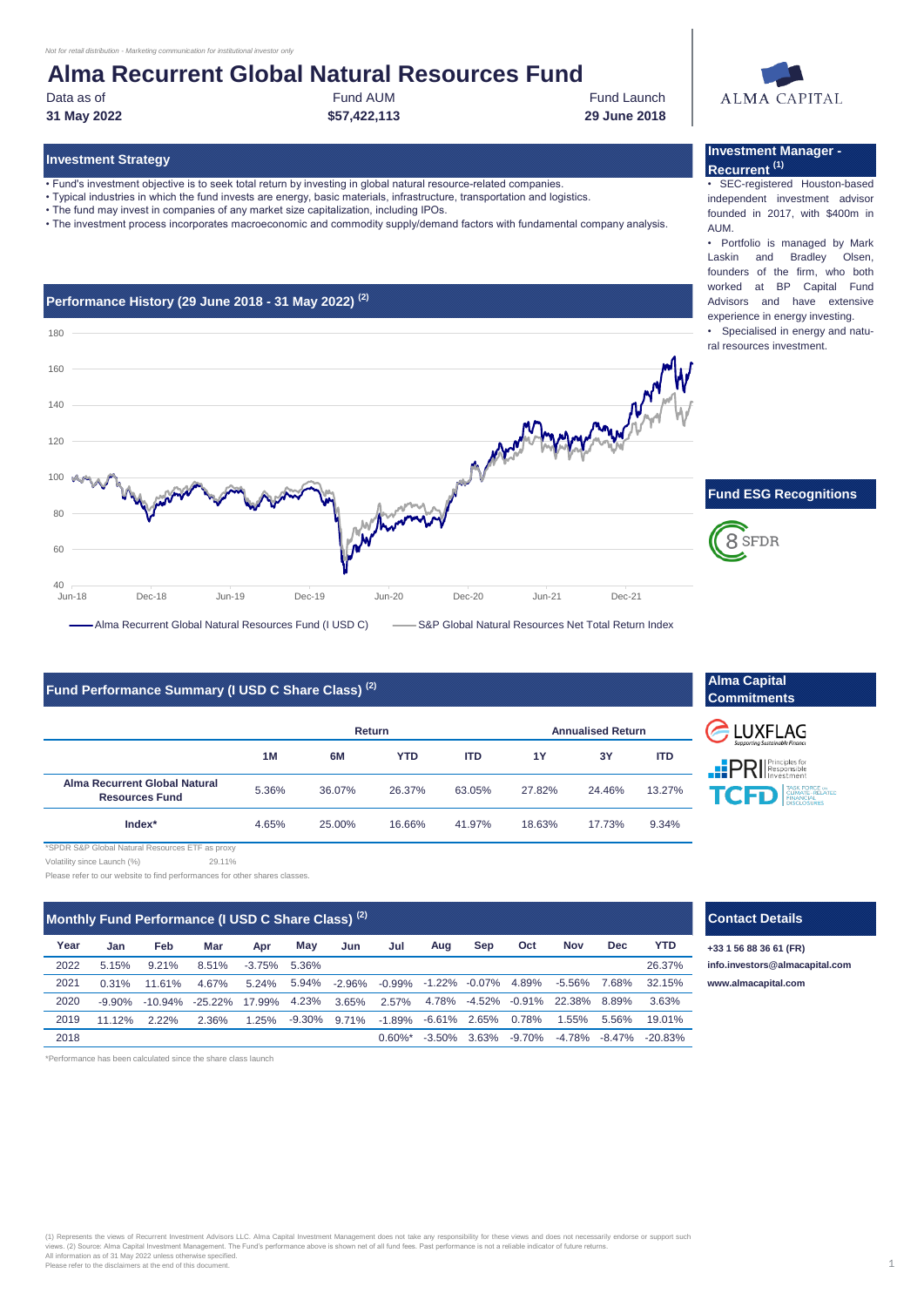*Not for retail distribution - Marketing communication for institutional investor only*

# Alma Recurrent Global Natural Resources Fund

| Data as of | Fund AUM | Fund Launch |
|---|---|---|
| **31 May 2022** | **$57,422,113** | **29 June 2018** |

ALMA CAPITAL

## Investment Strategy

- Fund's investment objective is to seek total return by investing in global natural resource-related companies.
- Typical industries in which the fund invests are energy, basic materials, infrastructure, transportation and logistics.
- The fund may invest in companies of any market size capitalization, including IPOs.
- The investment process incorporates macroeconomic and commodity supply/demand factors with fundamental company analysis.

## Investment Manager - Recurrent [(1)]

- SEC-registered Houston-based independent investment advisor founded in 2017, with $400m in AUM.
- Portfolio is managed by Mark Laskin and Bradley Olsen, founders of the firm, who both worked at BP Capital Fund Advisors and have extensive experience in energy investing.
- Specialised in energy and natural resources investment.

## Performance History (29 June 2018 - 31 May 2022) [(2)]

— Alma Recurrent Global Natural Resources Fund (I USD C) — S&P Global Natural Resources Net Total Return Index

## Fund ESG Recognitions

8 SFDR

## Fund Performance Summary (I USD C Share Class) [(2)]

| | Return | | | | Annualised Return | | |
|---|---|---|---|---|---|---|---|
| | **1M** | **6M** | **YTD** | **ITD** | **1Y** | **3Y** | **ITD** |
| **Alma Recurrent Global Natural Resources Fund** | 5.36% | 36.07% | 26.37% | 63.05% | 27.82% | 24.46% | 13.27% |
| **Index*** | 4.65% | 25.00% | 16.66% | 41.97% | 18.63% | 17.73% | 9.34% |

*SPDR S&P Global Natural Resources ETF as proxy

Volatility since Launch (%) 29.11%

Please refer to our website to find performances for other shares classes.

## Alma Capital Commitments

LUXFLAG — PRI Principles for Responsible Investment — TCFD Task Force on Climate-Related Financial Disclosures

## Monthly Fund Performance (I USD C Share Class) [(2)]

| Year | Jan | Feb | Mar | Apr | May | Jun | Jul | Aug | Sep | Oct | Nov | Dec | YTD |
|---|---|---|---|---|---|---|---|---|---|---|---|---|---|
| 2022 | 5.15% | 9.21% | 8.51% | -3.75% | 5.36% | | | | | | | | 26.37% |
| 2021 | 0.31% | 11.61% | 4.67% | 5.24% | 5.94% | -2.96% | -0.99% | -1.22% | -0.07% | 4.89% | -5.56% | 7.68% | 32.15% |
| 2020 | -9.90% | -10.94% | -25.22% | 17.99% | 4.23% | 3.65% | 2.57% | 4.78% | -4.52% | -0.91% | 22.38% | 8.89% | 3.63% |
| 2019 | 11.12% | 2.22% | 2.36% | 1.25% | -9.30% | 9.71% | -1.89% | -6.61% | 2.65% | 0.78% | 1.55% | 5.56% | 19.01% |
| 2018 | | | | | | | 0.60%* | -3.50% | 3.63% | -9.70% | -4.78% | -8.47% | -20.83% |

*Performance has been calculated since the share class launch

## Contact Details

**+33 1 56 88 36 61 (FR)**

**info.investors@almacapital.com**

**www.almacapital.com**

(1) Represents the views of Recurrent Investment Advisors LLC. Alma Capital Investment Management does not take any responsibility for these views and does not necessarily endorse or support such views. (2) Source: Alma Capital Investment Management. The Fund's performance above is shown net of all fund fees. Past performance is not a reliable indicator of future returns.
All information as of 31 May 2022 unless otherwise specified.
Please refer to the disclaimers at the end of this document.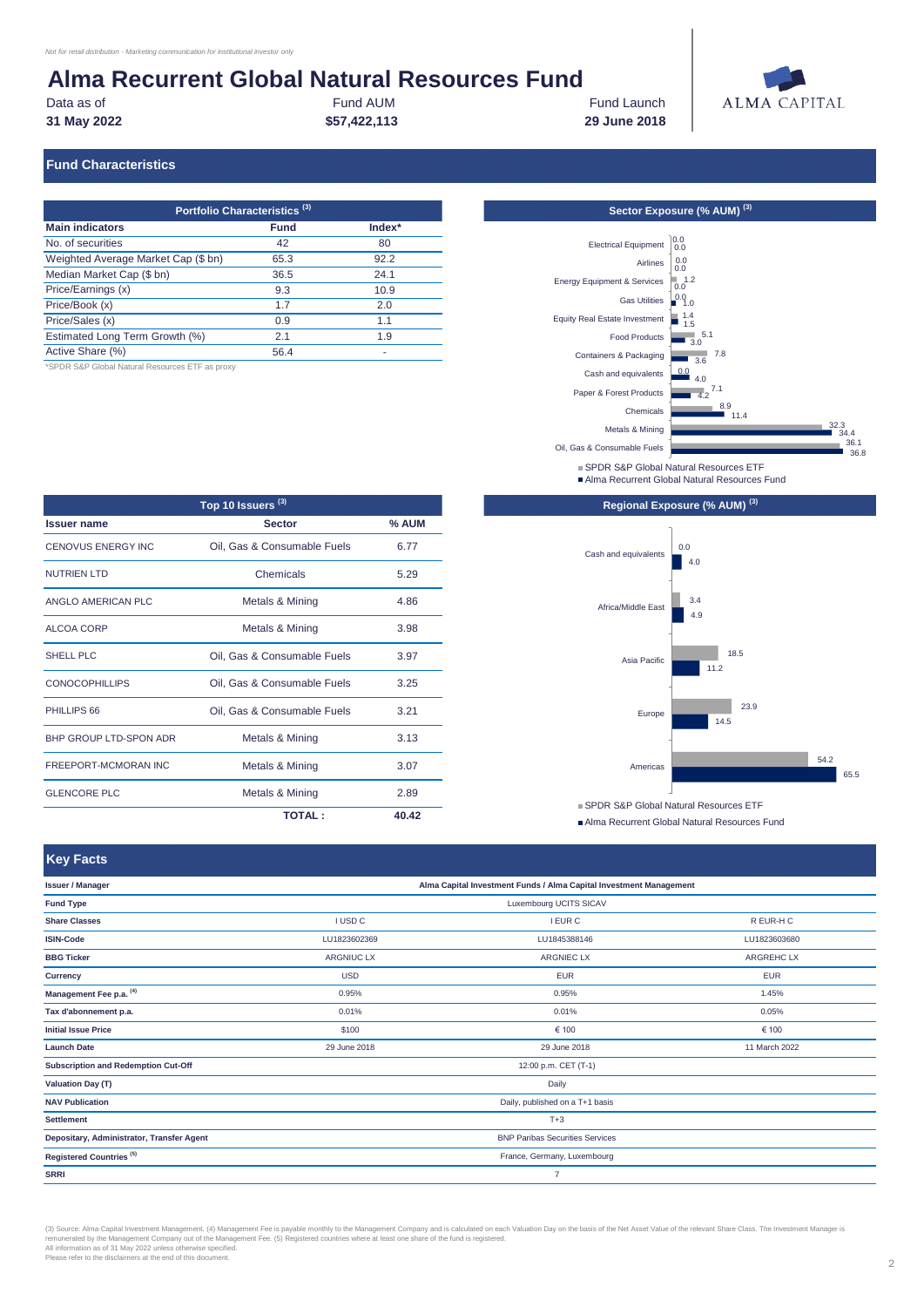*Not for retail distribution - Marketing communication for institutional investor only*

# Alma Recurrent Global Natural Resources Fund

| Data as of | Fund AUM | Fund Launch |
|---|---|---|
| **31 May 2022** | **$57,422,113** | **29 June 2018** |

ALMA CAPITAL

## Fund Characteristics

### Portfolio Characteristics [3]

| Main indicators | Fund | Index* |
|---|---|---|
| No. of securities | 42 | 80 |
| Weighted Average Market Cap ($ bn) | 65.3 | 92.2 |
| Median Market Cap ($ bn) | 36.5 | 24.1 |
| Price/Earnings (x) | 9.3 | 10.9 |
| Price/Book (x) | 1.7 | 2.0 |
| Price/Sales (x) | 0.9 | 1.1 |
| Estimated Long Term Growth (%) | 2.1 | 1.9 |
| Active Share (%) | 56.4 | - |

*SPDR S&P Global Natural Resources ETF as proxy

### Sector Exposure (% AUM) [3]

| Sector | SPDR S&P Global Natural Resources ETF | Alma Recurrent Global Natural Resources Fund |
|---|---|---|
| Electrical Equipment | 0.0 | 0.0 |
| Airlines | 0.0 | 0.0 |
| Energy Equipment & Services | 1.2 | 0.0 |
| Gas Utilities | 0.0 | 1.0 |
| Equity Real Estate Investment | 1.4 | 1.5 |
| Food Products | 5.1 | 3.0 |
| Containers & Packaging | 7.8 | 3.6 |
| Cash and equivalents | 0.0 | 4.0 |
| Paper & Forest Products | 7.1 | 4.2 |
| Chemicals | 8.9 | 11.4 |
| Metals & Mining | 32.3 | 34.4 |
| Oil, Gas & Consumable Fuels | 36.1 | 36.8 |

### Top 10 Issuers [3]

| Issuer name | Sector | % AUM |
|---|---|---|
| CENOVUS ENERGY INC | Oil, Gas & Consumable Fuels | 6.77 |
| NUTRIEN LTD | Chemicals | 5.29 |
| ANGLO AMERICAN PLC | Metals & Mining | 4.86 |
| ALCOA CORP | Metals & Mining | 3.98 |
| SHELL PLC | Oil, Gas & Consumable Fuels | 3.97 |
| CONOCOPHILLIPS | Oil, Gas & Consumable Fuels | 3.25 |
| PHILLIPS 66 | Oil, Gas & Consumable Fuels | 3.21 |
| BHP GROUP LTD-SPON ADR | Metals & Mining | 3.13 |
| FREEPORT-MCMORAN INC | Metals & Mining | 3.07 |
| GLENCORE PLC | Metals & Mining | 2.89 |
| | **TOTAL :** | **40.42** |

### Regional Exposure (% AUM) [3]

| Region | SPDR S&P Global Natural Resources ETF | Alma Recurrent Global Natural Resources Fund |
|---|---|---|
| Cash and equivalents | 0.0 | 4.0 |
| Africa/Middle East | 3.4 | 4.9 |
| Asia Pacific | 18.5 | 11.2 |
| Europe | 23.9 | 14.5 |
| Americas | 54.2 | 65.5 |

## Key Facts

| | | | |
|---|---|---|---|
| **Issuer / Manager** | Alma Capital Investment Funds / Alma Capital Investment Management | | |
| **Fund Type** | Luxembourg UCITS SICAV | | |
| **Share Classes** | I USD C | I EUR C | R EUR-H C |
| **ISIN-Code** | LU1823602369 | LU1845388146 | LU1823603680 |
| **BBG Ticker** | ARGNIUC LX | ARGNIEC LX | ARGREHC LX |
| **Currency** | USD | EUR | EUR |
| **Management Fee p.a. [4]** | 0.95% | 0.95% | 1.45% |
| **Tax d'abonnement p.a.** | 0.01% | 0.01% | 0.05% |
| **Initial Issue Price** | $100 | € 100 | € 100 |
| **Launch Date** | 29 June 2018 | 29 June 2018 | 11 March 2022 |
| **Subscription and Redemption Cut-Off** | 12:00 p.m. CET (T-1) | | |
| **Valuation Day (T)** | Daily | | |
| **NAV Publication** | Daily, published on a T+1 basis | | |
| **Settlement** | T+3 | | |
| **Depositary, Administrator, Transfer Agent** | BNP Paribas Securities Services | | |
| **Registered Countries [5]** | France, Germany, Luxembourg | | |
| **SRRI** | 7 | | |

(3) Source: Alma Capital Investment Management. (4) Management Fee is payable monthly to the Management Company and is calculated on each Valuation Day on the basis of the Net Asset Value of the relevant Share Class. The Investment Manager is remunerated by the Management Company out of the Management Fee. (5) Registered countries where at least one share of the fund is registered.
All information as of 31 May 2022 unless otherwise specified.
Please refer to the disclaimers at the end of this document.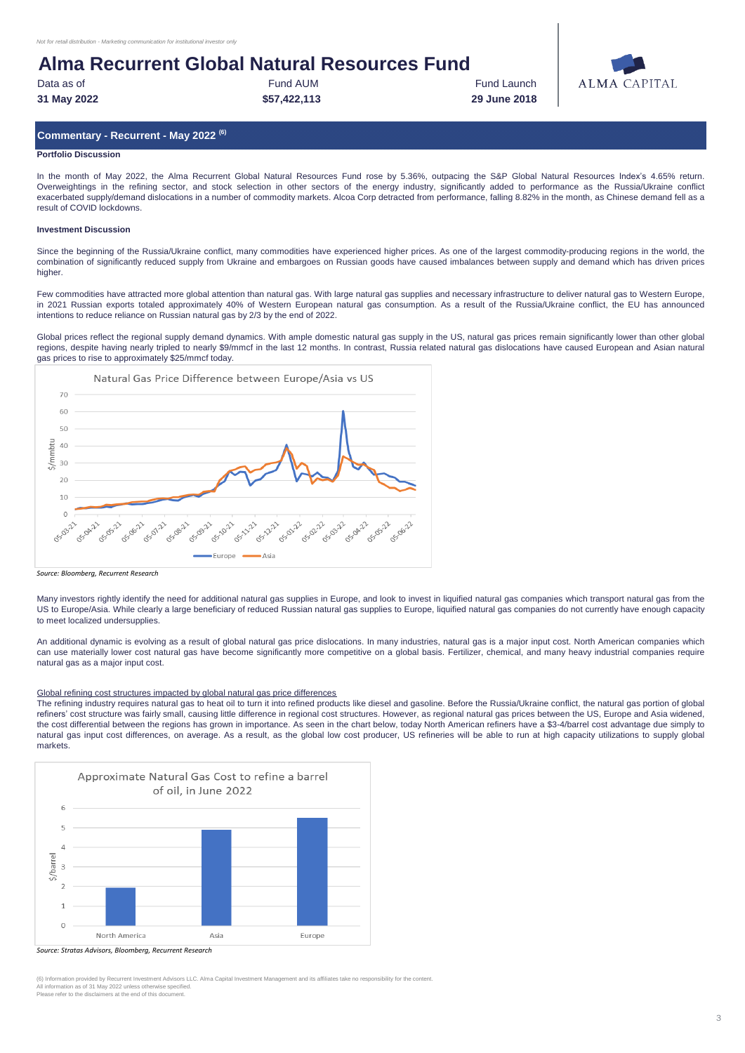*Not for retail distribution - Marketing communication for institutional investor only*

# Alma Recurrent Global Natural Resources Fund

| Data as of | Fund AUM | Fund Launch |
|---|---|---|
| **31 May 2022** | **$57,422,113** | **29 June 2018** |

## Commentary - Recurrent - May 2022 [6]

**Portfolio Discussion**

In the month of May 2022, the Alma Recurrent Global Natural Resources Fund rose by 5.36%, outpacing the S&P Global Natural Resources Index's 4.65% return. Overweightings in the refining sector, and stock selection in other sectors of the energy industry, significantly added to performance as the Russia/Ukraine conflict exacerbated supply/demand dislocations in a number of commodity markets. Alcoa Corp detracted from performance, falling 8.82% in the month, as Chinese demand fell as a result of COVID lockdowns.

**Investment Discussion**

Since the beginning of the Russia/Ukraine conflict, many commodities have experienced higher prices. As one of the largest commodity-producing regions in the world, the combination of significantly reduced supply from Ukraine and embargoes on Russian goods have caused imbalances between supply and demand which has driven prices higher.

Few commodities have attracted more global attention than natural gas. With large natural gas supplies and necessary infrastructure to deliver natural gas to Western Europe, in 2021 Russian exports totaled approximately 40% of Western European natural gas consumption. As a result of the Russia/Ukraine conflict, the EU has announced intentions to reduce reliance on Russian natural gas by 2/3 by the end of 2022.

Global prices reflect the regional supply demand dynamics. With ample domestic natural gas supply in the US, natural gas prices remain significantly lower than other global regions, despite having nearly tripled to nearly $9/mmcf in the last 12 months. In contrast, Russia related natural gas dislocations have caused European and Asian natural gas prices to rise to approximately $25/mmcf today.

Natural Gas Price Difference between Europe/Asia vs US

*Source: Bloomberg, Recurrent Research*

Many investors rightly identify the need for additional natural gas supplies in Europe, and look to invest in liquified natural gas companies which transport natural gas from the US to Europe/Asia. While clearly a large beneficiary of reduced Russian natural gas supplies to Europe, liquified natural gas companies do not currently have enough capacity to meet localized undersupplies.

An additional dynamic is evolving as a result of global natural gas price dislocations. In many industries, natural gas is a major input cost. North American companies which can use materially lower cost natural gas have become significantly more competitive on a global basis. Fertilizer, chemical, and many heavy industrial companies require natural gas as a major input cost.

Global refining cost structures impacted by global natural gas price differences

The refining industry requires natural gas to heat oil to turn it into refined products like diesel and gasoline. Before the Russia/Ukraine conflict, the natural gas portion of global refiners' cost structure was fairly small, causing little difference in regional cost structures. However, as regional natural gas prices between the US, Europe and Asia widened, the cost differential between the regions has grown in importance. As seen in the chart below, today North American refiners have a $3-4/barrel cost advantage due simply to natural gas input cost differences, on average. As a result, as the global low cost producer, US refineries will be able to run at high capacity utilizations to supply global markets.

Approximate Natural Gas Cost to refine a barrel of oil, in June 2022

*Source: Stratas Advisors, Bloomberg, Recurrent Research*

(6) Information provided by Recurrent Investment Advisors LLC. Alma Capital Investment Management and its affiliates take no responsibility for the content.
All information as of 31 May 2022 unless otherwise specified.
Please refer to the disclaimers at the end of this document.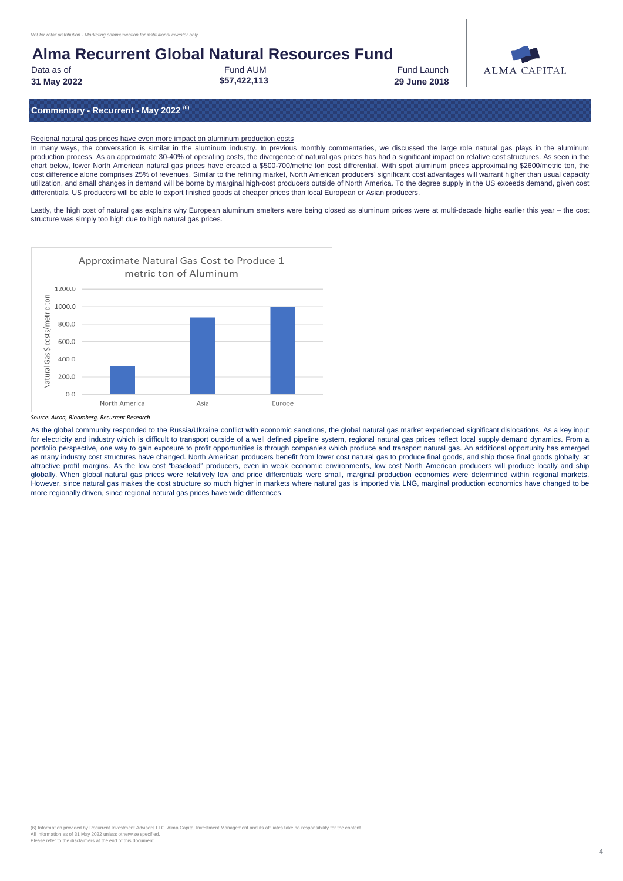*Not for retail distribution - Marketing communication for institutional investor only*

# Alma Recurrent Global Natural Resources Fund

Data as of **31 May 2022** | Fund AUM **$57,422,113** | Fund Launch **29 June 2018**

ALMA CAPITAL

## Commentary - Recurrent - May 2022 (6)

Regional natural gas prices have even more impact on aluminum production costs

In many ways, the conversation is similar in the aluminum industry. In previous monthly commentaries, we discussed the large role natural gas plays in the aluminum production process. As an approximate 30-40% of operating costs, the divergence of natural gas prices has had a significant impact on relative cost structures. As seen in the chart below, lower North American natural gas prices have created a $500-700/metric ton cost differential. With spot aluminum prices approximating $2600/metric ton, the cost difference alone comprises 25% of revenues. Similar to the refining market, North American producers' significant cost advantages will warrant higher than usual capacity utilization, and small changes in demand will be borne by marginal high-cost producers outside of North America. To the degree supply in the US exceeds demand, given cost differentials, US producers will be able to export finished goods at cheaper prices than local European or Asian producers.

Lastly, the high cost of natural gas explains why European aluminum smelters were being closed as aluminum prices were at multi-decade highs earlier this year – the cost structure was simply too high due to high natural gas prices.

**Approximate Natural Gas Cost to Produce 1 metric ton of Aluminum**

| Region | Natural Gas $ costs/metric ton (approx.) |
|---|---|
| North America | ~310 |
| Asia | ~870 |
| Europe | ~990 |

*Source: Alcoa, Bloomberg, Recurrent Research*

As the global community responded to the Russia/Ukraine conflict with economic sanctions, the global natural gas market experienced significant dislocations. As a key input for electricity and industry which is difficult to transport outside of a well defined pipeline system, regional natural gas prices reflect local supply demand dynamics. From a portfolio perspective, one way to gain exposure to profit opportunities is through companies which produce and transport natural gas. An additional opportunity has emerged as many industry cost structures have changed. North American producers benefit from lower cost natural gas to produce final goods, and ship those final goods globally, at attractive profit margins. As the low cost "baseload" producers, even in weak economic environments, low cost North American producers will produce locally and ship globally. When global natural gas prices were relatively low and price differentials were small, marginal production economics were determined within regional markets. However, since natural gas makes the cost structure so much higher in markets where natural gas is imported via LNG, marginal production economics have changed to be more regionally driven, since regional natural gas prices have wide differences.

(6) Information provided by Recurrent Investment Advisors LLC. Alma Capital Investment Management and its affiliates take no responsibility for the content.
All information as of 31 May 2022 unless otherwise specified.
Please refer to the disclaimers at the end of this document.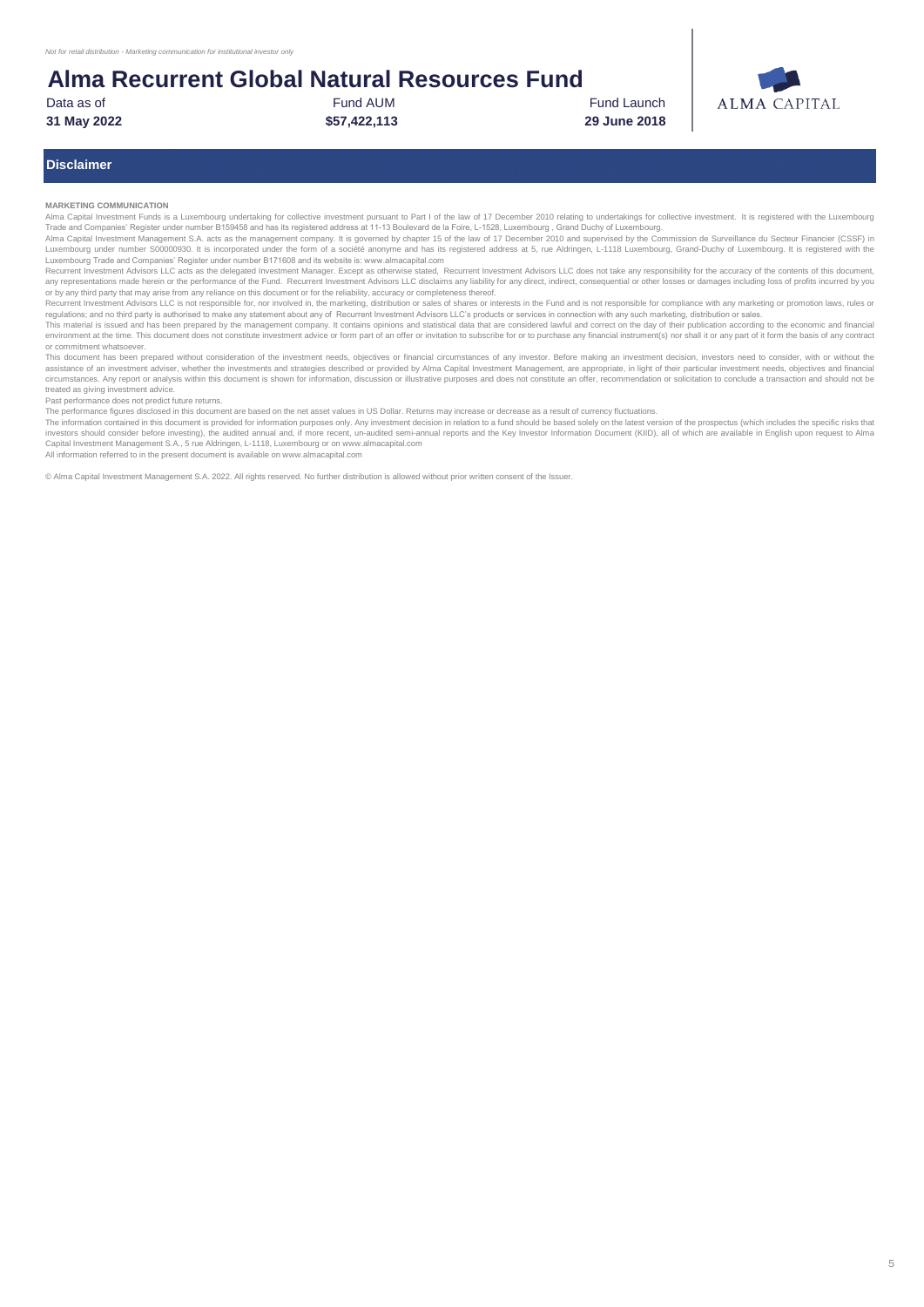*Not for retail distribution - Marketing communication for institutional investor only*

# Alma Recurrent Global Natural Resources Fund

| Data as of | Fund AUM | Fund Launch |
|---|---|---|
| **31 May 2022** | **$57,422,113** | **29 June 2018** |

ALMA CAPITAL

## Disclaimer

**MARKETING COMMUNICATION**

Alma Capital Investment Funds is a Luxembourg undertaking for collective investment pursuant to Part I of the law of 17 December 2010 relating to undertakings for collective investment. It is registered with the Luxembourg Trade and Companies' Register under number B159458 and has its registered address at 11-13 Boulevard de la Foire, L-1528, Luxembourg , Grand Duchy of Luxembourg.

Alma Capital Investment Management S.A. acts as the management company. It is governed by chapter 15 of the law of 17 December 2010 and supervised by the Commission de Surveillance du Secteur Financier (CSSF) in Luxembourg under number S00000930. It is incorporated under the form of a société anonyme and has its registered address at 5, rue Aldringen, L-1118 Luxembourg, Grand-Duchy of Luxembourg. It is registered with the Luxembourg Trade and Companies' Register under number B171608 and its website is: www.almacapital.com

Recurrent Investment Advisors LLC acts as the delegated Investment Manager. Except as otherwise stated, Recurrent Investment Advisors LLC does not take any responsibility for the accuracy of the contents of this document, any representations made herein or the performance of the Fund. Recurrent Investment Advisors LLC disclaims any liability for any direct, indirect, consequential or other losses or damages including loss of profits incurred by you or by any third party that may arise from any reliance on this document or for the reliability, accuracy or completeness thereof.

Recurrent Investment Advisors LLC is not responsible for, nor involved in, the marketing, distribution or sales of shares or interests in the Fund and is not responsible for compliance with any marketing or promotion laws, rules or regulations; and no third party is authorised to make any statement about any of Recurrent Investment Advisors LLC's products or services in connection with any such marketing, distribution or sales.

This material is issued and has been prepared by the management company. It contains opinions and statistical data that are considered lawful and correct on the day of their publication according to the economic and financial environment at the time. This document does not constitute investment advice or form part of an offer or invitation to subscribe for or to purchase any financial instrument(s) nor shall it or any part of it form the basis of any contract or commitment whatsoever.

This document has been prepared without consideration of the investment needs, objectives or financial circumstances of any investor. Before making an investment decision, investors need to consider, with or without the assistance of an investment adviser, whether the investments and strategies described or provided by Alma Capital Investment Management, are appropriate, in light of their particular investment needs, objectives and financial circumstances. Any report or analysis within this document is shown for information, discussion or illustrative purposes and does not constitute an offer, recommendation or solicitation to conclude a transaction and should not be treated as giving investment advice.

Past performance does not predict future returns.

The performance figures disclosed in this document are based on the net asset values in US Dollar. Returns may increase or decrease as a result of currency fluctuations.

The information contained in this document is provided for information purposes only. Any investment decision in relation to a fund should be based solely on the latest version of the prospectus (which includes the specific risks that investors should consider before investing), the audited annual and, if more recent, un-audited semi-annual reports and the Key Investor Information Document (KIID), all of which are available in English upon request to Alma Capital Investment Management S.A., 5 rue Aldringen, L-1118, Luxembourg or on www.almacapital.com

All information referred to in the present document is available on www.almacapital.com

© Alma Capital Investment Management S.A. 2022. All rights reserved. No further distribution is allowed without prior written consent of the Issuer.